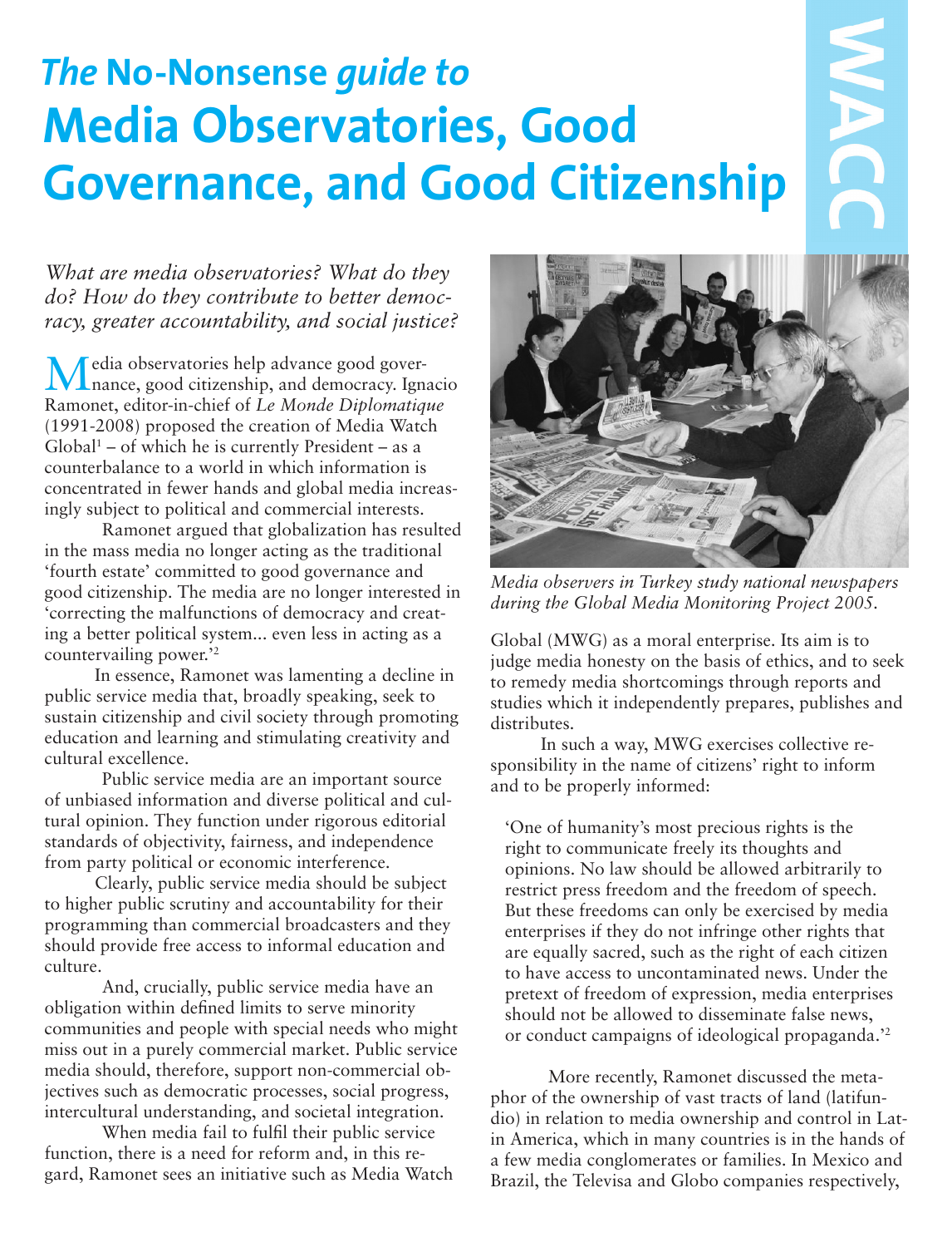# *The* No-Nonsense *guide to* Media Observatories, Good Governance, and Good Citizenship

*What are media observatories? What do they do? How do they contribute to better democracy, greater accountability, and social justice?*

Media observatories help advance good governance, good citizenship, and democracy. Ignacio Ramonet, editor-in-chief of *Le Monde Diplomatique* (1991-2008) proposed the creation of Media Watch Global[1] – of which he is currently President – as a counterbalance to a world in which information is concentrated in fewer hands and global media increasingly subject to political and commercial interests.

Ramonet argued that globalization has resulted in the mass media no longer acting as the traditional 'fourth estate' committed to good governance and good citizenship. The media are no longer interested in 'correcting the malfunctions of democracy and creating a better political system... even less in acting as a countervailing power.'[2]

In essence, Ramonet was lamenting a decline in public service media that, broadly speaking, seek to sustain citizenship and civil society through promoting education and learning and stimulating creativity and cultural excellence.

Public service media are an important source of unbiased information and diverse political and cultural opinion. They function under rigorous editorial standards of objectivity, fairness, and independence from party political or economic interference.

Clearly, public service media should be subject to higher public scrutiny and accountability for their programming than commercial broadcasters and they should provide free access to informal education and culture.

And, crucially, public service media have an obligation within defined limits to serve minority communities and people with special needs who might miss out in a purely commercial market. Public service media should, therefore, support non-commercial objectives such as democratic processes, social progress, intercultural understanding, and societal integration.

When media fail to fulfil their public service function, there is a need for reform and, in this regard, Ramonet sees an initiative such as Media Watch Global (MWG) as a moral enterprise. Its aim is to judge media honesty on the basis of ethics, and to seek to remedy media shortcomings through reports and studies which it independently prepares, publishes and distributes.

*Media observers in Turkey study national newspapers during the Global Media Monitoring Project 2005.*

In such a way, MWG exercises collective responsibility in the name of citizens' right to inform and to be properly informed:

> 'One of humanity's most precious rights is the right to communicate freely its thoughts and opinions. No law should be allowed arbitrarily to restrict press freedom and the freedom of speech. But these freedoms can only be exercised by media enterprises if they do not infringe other rights that are equally sacred, such as the right of each citizen to have access to uncontaminated news. Under the pretext of freedom of expression, media enterprises should not be allowed to disseminate false news, or conduct campaigns of ideological propaganda.'[2]

More recently, Ramonet discussed the metaphor of the ownership of vast tracts of land (latifundio) in relation to media ownership and control in Latin America, which in many countries is in the hands of a few media conglomerates or families. In Mexico and Brazil, the Televisa and Globo companies respectively,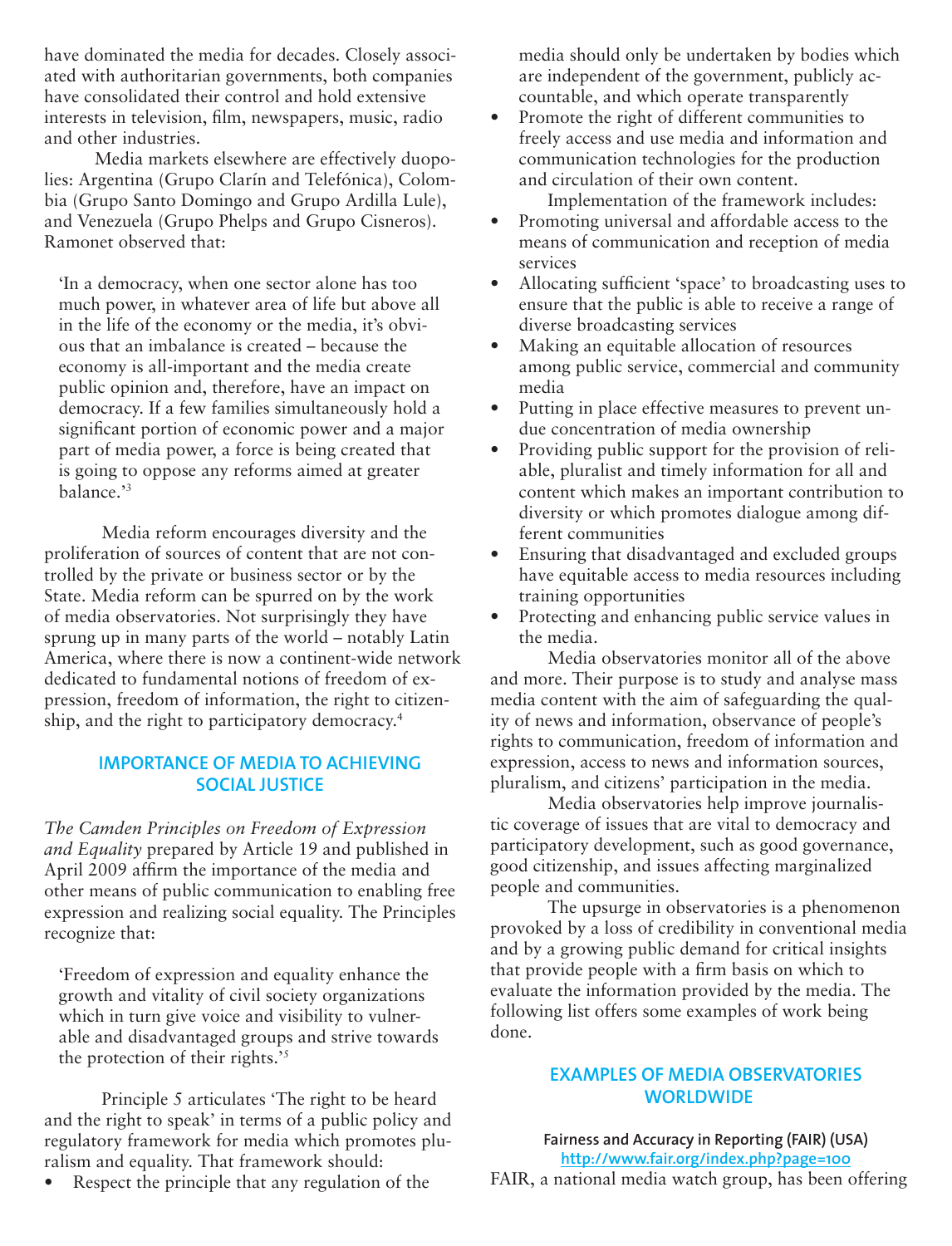have dominated the media for decades. Closely associated with authoritarian governments, both companies have consolidated their control and hold extensive interests in television, film, newspapers, music, radio and other industries.

Media markets elsewhere are effectively duopolies: Argentina (Grupo Clarín and Telefónica), Colombia (Grupo Santo Domingo and Grupo Ardilla Lule), and Venezuela (Grupo Phelps and Grupo Cisneros). Ramonet observed that:

> 'In a democracy, when one sector alone has too much power, in whatever area of life but above all in the life of the economy or the media, it's obvious that an imbalance is created – because the economy is all-important and the media create public opinion and, therefore, have an impact on democracy. If a few families simultaneously hold a significant portion of economic power and a major part of media power, a force is being created that is going to oppose any reforms aimed at greater balance.'[3]

Media reform encourages diversity and the proliferation of sources of content that are not controlled by the private or business sector or by the State. Media reform can be spurred on by the work of media observatories. Not surprisingly they have sprung up in many parts of the world – notably Latin America, where there is now a continent-wide network dedicated to fundamental notions of freedom of expression, freedom of information, the right to citizenship, and the right to participatory democracy.[4]

## IMPORTANCE OF MEDIA TO ACHIEVING SOCIAL JUSTICE

*The Camden Principles on Freedom of Expression and Equality* prepared by Article 19 and published in April 2009 affirm the importance of the media and other means of public communication to enabling free expression and realizing social equality. The Principles recognize that:

> 'Freedom of expression and equality enhance the growth and vitality of civil society organizations which in turn give voice and visibility to vulnerable and disadvantaged groups and strive towards the protection of their rights.'[5]

Principle 5 articulates 'The right to be heard and the right to speak' in terms of a public policy and regulatory framework for media which promotes pluralism and equality. That framework should:

- Respect the principle that any regulation of the media should only be undertaken by bodies which are independent of the government, publicly accountable, and which operate transparently
- Promote the right of different communities to freely access and use media and information and communication technologies for the production and circulation of their own content.

Implementation of the framework includes:

- Promoting universal and affordable access to the means of communication and reception of media services
- Allocating sufficient 'space' to broadcasting uses to ensure that the public is able to receive a range of diverse broadcasting services
- Making an equitable allocation of resources among public service, commercial and community media
- Putting in place effective measures to prevent undue concentration of media ownership
- Providing public support for the provision of reliable, pluralist and timely information for all and content which makes an important contribution to diversity or which promotes dialogue among different communities
- Ensuring that disadvantaged and excluded groups have equitable access to media resources including training opportunities
- Protecting and enhancing public service values in the media.

Media observatories monitor all of the above and more. Their purpose is to study and analyse mass media content with the aim of safeguarding the quality of news and information, observance of people's rights to communication, freedom of information and expression, access to news and information sources, pluralism, and citizens' participation in the media.

Media observatories help improve journalistic coverage of issues that are vital to democracy and participatory development, such as good governance, good citizenship, and issues affecting marginalized people and communities.

The upsurge in observatories is a phenomenon provoked by a loss of credibility in conventional media and by a growing public demand for critical insights that provide people with a firm basis on which to evaluate the information provided by the media. The following list offers some examples of work being done.

## EXAMPLES OF MEDIA OBSERVATORIES WORLDWIDE

### Fairness and Accuracy in Reporting (FAIR) (USA)

http://www.fair.org/index.php?page=100

FAIR, a national media watch group, has been offering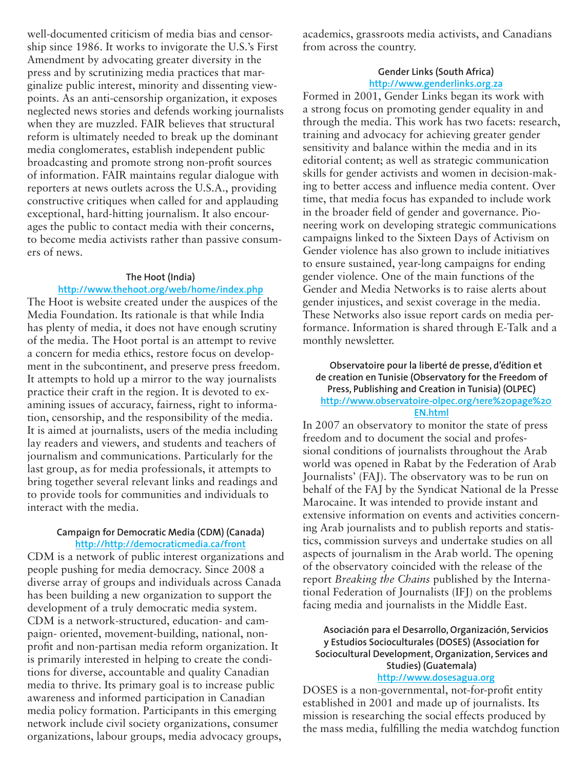well-documented criticism of media bias and censorship since 1986. It works to invigorate the U.S.'s First Amendment by advocating greater diversity in the press and by scrutinizing media practices that marginalize public interest, minority and dissenting viewpoints. As an anti-censorship organization, it exposes neglected news stories and defends working journalists when they are muzzled. FAIR believes that structural reform is ultimately needed to break up the dominant media conglomerates, establish independent public broadcasting and promote strong non-profit sources of information. FAIR maintains regular dialogue with reporters at news outlets across the U.S.A., providing constructive critiques when called for and applauding exceptional, hard-hitting journalism. It also encourages the public to contact media with their concerns, to become media activists rather than passive consumers of news.

#### The Hoot (India)

http://www.thehoot.org/web/home/index.php

The Hoot is website created under the auspices of the Media Foundation. Its rationale is that while India has plenty of media, it does not have enough scrutiny of the media. The Hoot portal is an attempt to revive a concern for media ethics, restore focus on development in the subcontinent, and preserve press freedom. It attempts to hold up a mirror to the way journalists practice their craft in the region. It is devoted to examining issues of accuracy, fairness, right to information, censorship, and the responsibility of the media. It is aimed at journalists, users of the media including lay readers and viewers, and students and teachers of journalism and communications. Particularly for the last group, as for media professionals, it attempts to bring together several relevant links and readings and to provide tools for communities and individuals to interact with the media.

#### Campaign for Democratic Media (CDM) (Canada)

http://http://democraticmedia.ca/front

CDM is a network of public interest organizations and people pushing for media democracy. Since 2008 a diverse array of groups and individuals across Canada has been building a new organization to support the development of a truly democratic media system. CDM is a network-structured, education- and campaign- oriented, movement-building, national, nonprofit and non-partisan media reform organization. It is primarily interested in helping to create the conditions for diverse, accountable and quality Canadian media to thrive. Its primary goal is to increase public awareness and informed participation in Canadian media policy formation. Participants in this emerging network include civil society organizations, consumer organizations, labour groups, media advocacy groups, academics, grassroots media activists, and Canadians from across the country.

#### Gender Links (South Africa)

http://www.genderlinks.org.za

Formed in 2001, Gender Links began its work with a strong focus on promoting gender equality in and through the media. This work has two facets: research, training and advocacy for achieving greater gender sensitivity and balance within the media and in its editorial content; as well as strategic communication skills for gender activists and women in decision-making to better access and influence media content. Over time, that media focus has expanded to include work in the broader field of gender and governance. Pioneering work on developing strategic communications campaigns linked to the Sixteen Days of Activism on Gender violence has also grown to include initiatives to ensure sustained, year-long campaigns for ending gender violence. One of the main functions of the Gender and Media Networks is to raise alerts about gender injustices, and sexist coverage in the media. These Networks also issue report cards on media performance. Information is shared through E-Talk and a monthly newsletter.

#### Observatoire pour la liberté de presse, d'édition et de creation en Tunisie (Observatory for the Freedom of Press, Publishing and Creation in Tunisia) (OLPEC)

http://www.observatoire-olpec.org/1ere%20page%20EN.html

In 2007 an observatory to monitor the state of press freedom and to document the social and professional conditions of journalists throughout the Arab world was opened in Rabat by the Federation of Arab Journalists' (FAJ). The observatory was to be run on behalf of the FAJ by the Syndicat National de la Presse Marocaine. It was intended to provide instant and extensive information on events and activities concerning Arab journalists and to publish reports and statistics, commission surveys and undertake studies on all aspects of journalism in the Arab world. The opening of the observatory coincided with the release of the report *Breaking the Chains* published by the International Federation of Journalists (IFJ) on the problems facing media and journalists in the Middle East.

#### Asociación para el Desarrollo, Organización, Servicios y Estudios Socioculturales (DOSES) (Association for Sociocultural Development, Organization, Services and Studies) (Guatemala)

http://www.dosesagua.org

DOSES is a non-governmental, not-for-profit entity established in 2001 and made up of journalists. Its mission is researching the social effects produced by the mass media, fulfilling the media watchdog function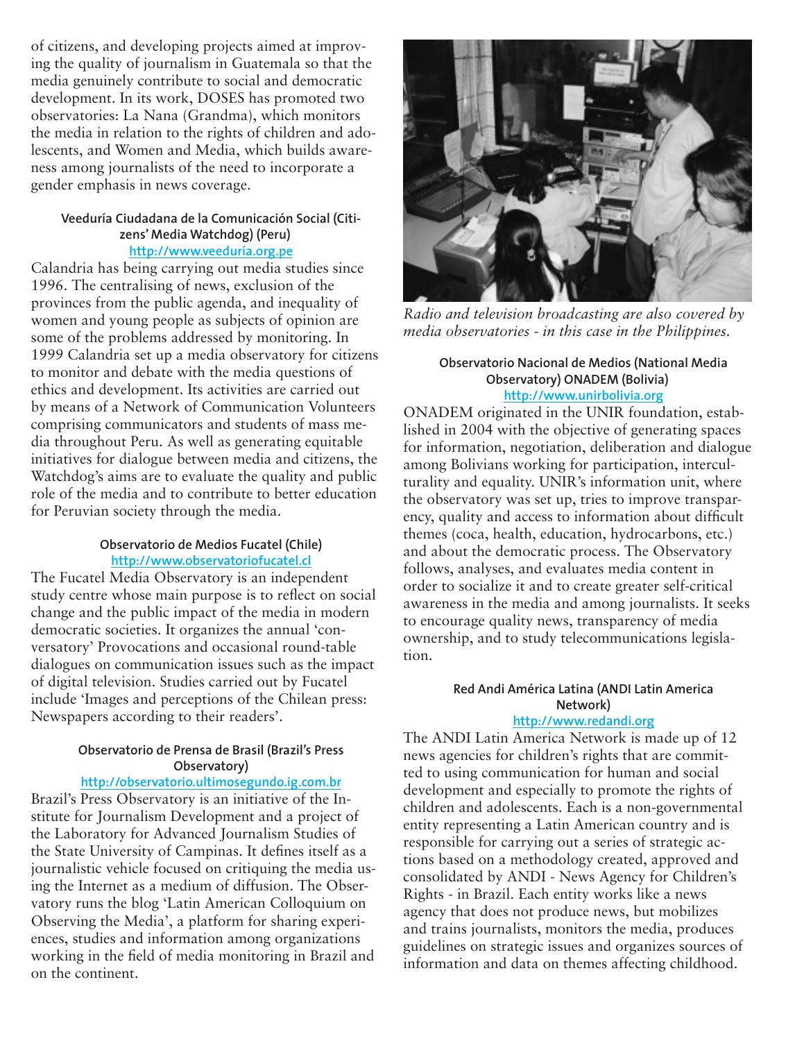of citizens, and developing projects aimed at improving the quality of journalism in Guatemala so that the media genuinely contribute to social and democratic development. In its work, DOSES has promoted two observatories: La Nana (Grandma), which monitors the media in relation to the rights of children and adolescents, and Women and Media, which builds awareness among journalists of the need to incorporate a gender emphasis in news coverage.

#### Veeduría Ciudadana de la Comunicación Social (Citizens' Media Watchdog) (Peru)

http://www.veeduría.org.pe

Calandria has being carrying out media studies since 1996. The centralising of news, exclusion of the provinces from the public agenda, and inequality of women and young people as subjects of opinion are some of the problems addressed by monitoring. In 1999 Calandria set up a media observatory for citizens to monitor and debate with the media questions of ethics and development. Its activities are carried out by means of a Network of Communication Volunteers comprising communicators and students of mass media throughout Peru. As well as generating equitable initiatives for dialogue between media and citizens, the Watchdog's aims are to evaluate the quality and public role of the media and to contribute to better education for Peruvian society through the media.

#### Observatorio de Medios Fucatel (Chile)

http://www.observatoriofucatel.cl

The Fucatel Media Observatory is an independent study centre whose main purpose is to reflect on social change and the public impact of the media in modern democratic societies. It organizes the annual 'conversatory' Provocations and occasional round-table dialogues on communication issues such as the impact of digital television. Studies carried out by Fucatel include 'Images and perceptions of the Chilean press: Newspapers according to their readers'.

#### Observatorio de Prensa de Brasil (Brazil's Press Observatory)

http://observatorio.ultimosegundo.ig.com.br

Brazil's Press Observatory is an initiative of the Institute for Journalism Development and a project of the Laboratory for Advanced Journalism Studies of the State University of Campinas. It defines itself as a journalistic vehicle focused on critiquing the media using the Internet as a medium of diffusion. The Observatory runs the blog 'Latin American Colloquium on Observing the Media', a platform for sharing experiences, studies and information among organizations working in the field of media monitoring in Brazil and on the continent.

*Radio and television broadcasting are also covered by media observatories - in this case in the Philippines.*

#### Observatorio Nacional de Medios (National Media Observatory) ONADEM (Bolivia)

http://www.unirbolivia.org

ONADEM originated in the UNIR foundation, established in 2004 with the objective of generating spaces for information, negotiation, deliberation and dialogue among Bolivians working for participation, interculturality and equality. UNIR's information unit, where the observatory was set up, tries to improve transparency, quality and access to information about difficult themes (coca, health, education, hydrocarbons, etc.) and about the democratic process. The Observatory follows, analyses, and evaluates media content in order to socialize it and to create greater self-critical awareness in the media and among journalists. It seeks to encourage quality news, transparency of media ownership, and to study telecommunications legislation.

#### Red Andi América Latina (ANDI Latin America Network)

http://www.redandi.org

The ANDI Latin America Network is made up of 12 news agencies for children's rights that are committed to using communication for human and social development and especially to promote the rights of children and adolescents. Each is a non-governmental entity representing a Latin American country and is responsible for carrying out a series of strategic actions based on a methodology created, approved and consolidated by ANDI - News Agency for Children's Rights - in Brazil. Each entity works like a news agency that does not produce news, but mobilizes and trains journalists, monitors the media, produces guidelines on strategic issues and organizes sources of information and data on themes affecting childhood.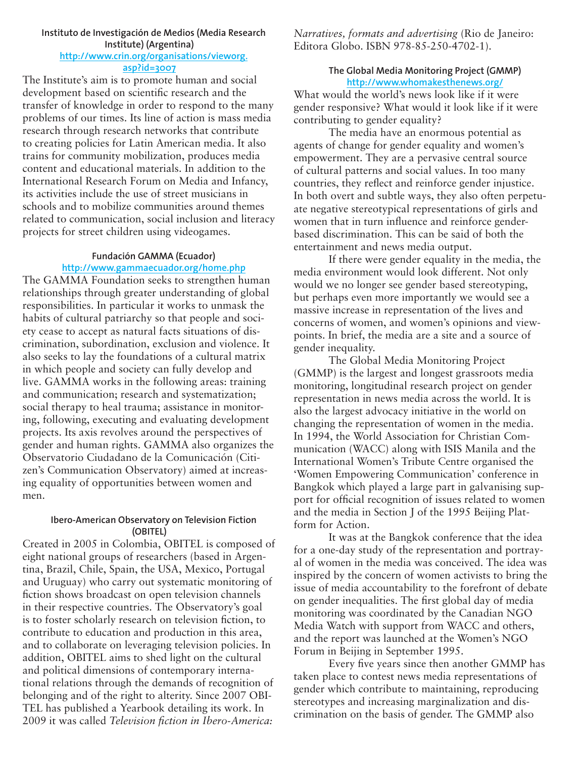#### Instituto de Investigación de Medios (Media Research Institute) (Argentina)

http://www.crin.org/organisations/vieworg.asp?id=3007

The Institute's aim is to promote human and social development based on scientific research and the transfer of knowledge in order to respond to the many problems of our times. Its line of action is mass media research through research networks that contribute to creating policies for Latin American media. It also trains for community mobilization, produces media content and educational materials. In addition to the International Research Forum on Media and Infancy, its activities include the use of street musicians in schools and to mobilize communities around themes related to communication, social inclusion and literacy projects for street children using videogames.

#### Fundación GAMMA (Ecuador)

http://www.gammaecuador.org/home.php

The GAMMA Foundation seeks to strengthen human relationships through greater understanding of global responsibilities. In particular it works to unmask the habits of cultural patriarchy so that people and society cease to accept as natural facts situations of discrimination, subordination, exclusion and violence. It also seeks to lay the foundations of a cultural matrix in which people and society can fully develop and live. GAMMA works in the following areas: training and communication; research and systematization; social therapy to heal trauma; assistance in monitoring, following, executing and evaluating development projects. Its axis revolves around the perspectives of gender and human rights. GAMMA also organizes the Observatorio Ciudadano de la Comunicación (Citizen's Communication Observatory) aimed at increasing equality of opportunities between women and men.

#### Ibero-American Observatory on Television Fiction (OBITEL)

Created in 2005 in Colombia, OBITEL is composed of eight national groups of researchers (based in Argentina, Brazil, Chile, Spain, the USA, Mexico, Portugal and Uruguay) who carry out systematic monitoring of fiction shows broadcast on open television channels in their respective countries. The Observatory's goal is to foster scholarly research on television fiction, to contribute to education and production in this area, and to collaborate on leveraging television policies. In addition, OBITEL aims to shed light on the cultural and political dimensions of contemporary international relations through the demands of recognition of belonging and of the right to alterity. Since 2007 OBITEL has published a Yearbook detailing its work. In 2009 it was called *Television fiction in Ibero-America: Narratives, formats and advertising* (Rio de Janeiro: Editora Globo. ISBN 978-85-250-4702-1).

#### The Global Media Monitoring Project (GMMP)

http://www.whomakesthenews.org/

What would the world's news look like if it were gender responsive? What would it look like if it were contributing to gender equality?

The media have an enormous potential as agents of change for gender equality and women's empowerment. They are a pervasive central source of cultural patterns and social values. In too many countries, they reflect and reinforce gender injustice. In both overt and subtle ways, they also often perpetuate negative stereotypical representations of girls and women that in turn influence and reinforce gender-based discrimination. This can be said of both the entertainment and news media output.

If there were gender equality in the media, the media environment would look different. Not only would we no longer see gender based stereotyping, but perhaps even more importantly we would see a massive increase in representation of the lives and concerns of women, and women's opinions and viewpoints. In brief, the media are a site and a source of gender inequality.

The Global Media Monitoring Project (GMMP) is the largest and longest grassroots media monitoring, longitudinal research project on gender representation in news media across the world. It is also the largest advocacy initiative in the world on changing the representation of women in the media. In 1994, the World Association for Christian Communication (WACC) along with ISIS Manila and the International Women's Tribute Centre organised the 'Women Empowering Communication' conference in Bangkok which played a large part in galvanising support for official recognition of issues related to women and the media in Section J of the 1995 Beijing Platform for Action.

It was at the Bangkok conference that the idea for a one-day study of the representation and portrayal of women in the media was conceived. The idea was inspired by the concern of women activists to bring the issue of media accountability to the forefront of debate on gender inequalities. The first global day of media monitoring was coordinated by the Canadian NGO Media Watch with support from WACC and others, and the report was launched at the Women's NGO Forum in Beijing in September 1995.

Every five years since then another GMMP has taken place to contest news media representations of gender which contribute to maintaining, reproducing stereotypes and increasing marginalization and discrimination on the basis of gender. The GMMP also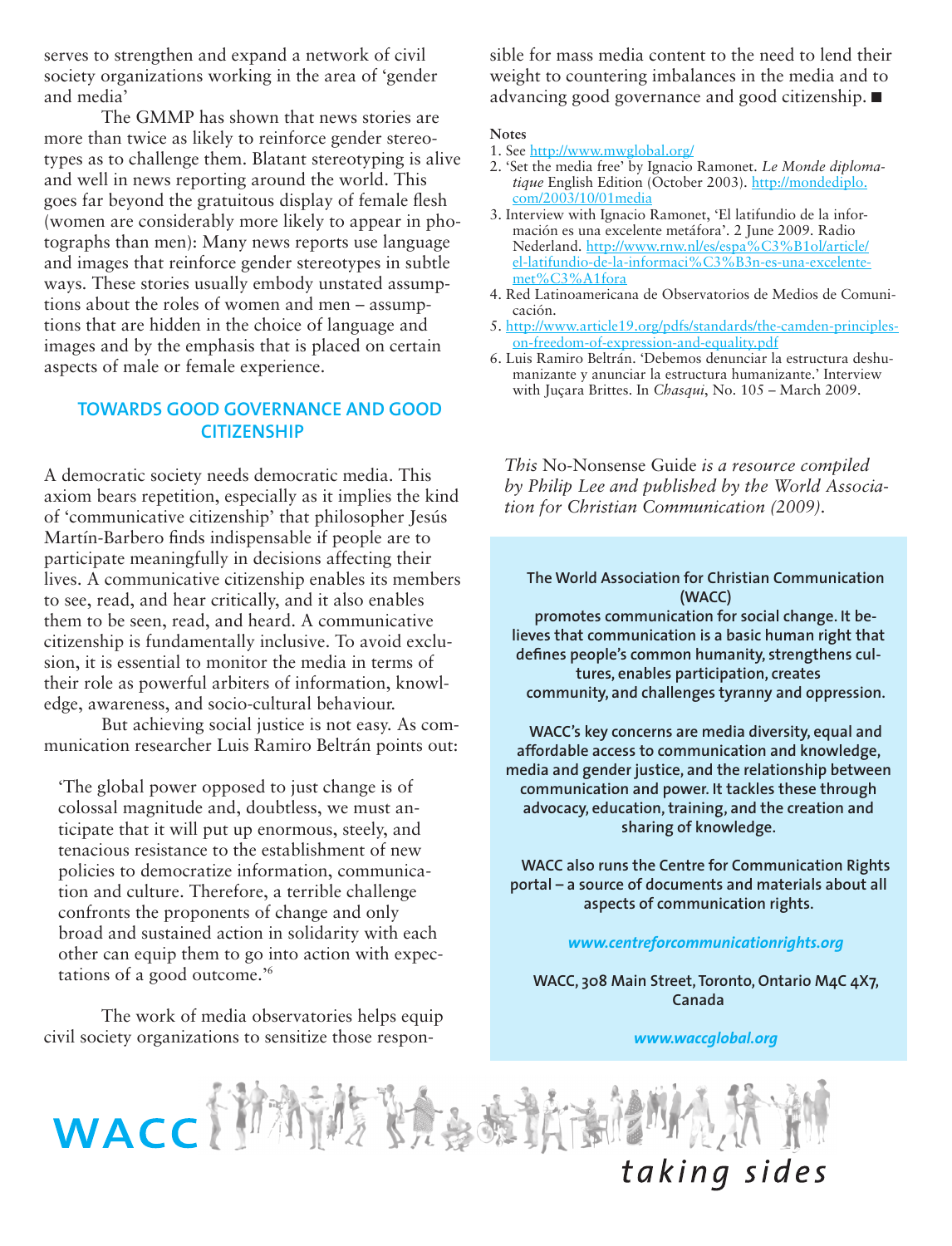serves to strengthen and expand a network of civil society organizations working in the area of 'gender and media'

The GMMP has shown that news stories are more than twice as likely to reinforce gender stereotypes as to challenge them. Blatant stereotyping is alive and well in news reporting around the world. This goes far beyond the gratuitous display of female flesh (women are considerably more likely to appear in photographs than men): Many news reports use language and images that reinforce gender stereotypes in subtle ways. These stories usually embody unstated assumptions about the roles of women and men – assumptions that are hidden in the choice of language and images and by the emphasis that is placed on certain aspects of male or female experience.

## TOWARDS GOOD GOVERNANCE AND GOOD CITIZENSHIP

A democratic society needs democratic media. This axiom bears repetition, especially as it implies the kind of 'communicative citizenship' that philosopher Jesús Martín-Barbero finds indispensable if people are to participate meaningfully in decisions affecting their lives. A communicative citizenship enables its members to see, read, and hear critically, and it also enables them to be seen, read, and heard. A communicative citizenship is fundamentally inclusive. To avoid exclusion, it is essential to monitor the media in terms of their role as powerful arbiters of information, knowledge, awareness, and socio-cultural behaviour.

But achieving social justice is not easy. As communication researcher Luis Ramiro Beltrán points out:

> 'The global power opposed to just change is of colossal magnitude and, doubtless, we must anticipate that it will put up enormous, steely, and tenacious resistance to the establishment of new policies to democratize information, communication and culture. Therefore, a terrible challenge confronts the proponents of change and only broad and sustained action in solidarity with each other can equip them to go into action with expectations of a good outcome.'[6]

The work of media observatories helps equip civil society organizations to sensitize those responsible for mass media content to the need to lend their weight to countering imbalances in the media and to advancing good governance and good citizenship. ■

**Notes**

1. See http://www.mwglobal.org/
2. 'Set the media free' by Ignacio Ramonet. *Le Monde diplomatique* English Edition (October 2003). http://mondediplo.com/2003/10/01media
3. Interview with Ignacio Ramonet, 'El latifundio de la información es una excelente metáfora'. 2 June 2009. Radio Nederland. http://www.rnw.nl/es/espa%C3%B1ol/article/el-latifundio-de-la-informaci%C3%B3n-es-una-excelente-met%C3%A1fora
4. Red Latinoamericana de Observatorios de Medios de Comunicación.
5. http://www.article19.org/pdfs/standards/the-camden-principles-on-freedom-of-expression-and-equality.pdf
6. Luis Ramiro Beltrán. 'Debemos denunciar la estructura deshumanizante y anunciar la estructura humanizante.' Interview with Juçara Brittes. In *Chasqui*, No. 105 – March 2009.

*This* No-Nonsense Guide *is a resource compiled by Philip Lee and published by the World Association for Christian Communication (2009).*

**The World Association for Christian Communication (WACC) promotes communication for social change. It believes that communication is a basic human right that defines people's common humanity, strengthens cultures, enables participation, creates community, and challenges tyranny and oppression.**

**WACC's key concerns are media diversity, equal and affordable access to communication and knowledge, media and gender justice, and the relationship between communication and power. It tackles these through advocacy, education, training, and the creation and sharing of knowledge.**

**WACC also runs the Centre for Communication Rights portal – a source of documents and materials about all aspects of communication rights.**

***www.centreforcommunicationrights.org***

**WACC, 308 Main Street, Toronto, Ontario M4C 4X7, Canada**

***www.waccglobal.org***

WACC

*taking sides*